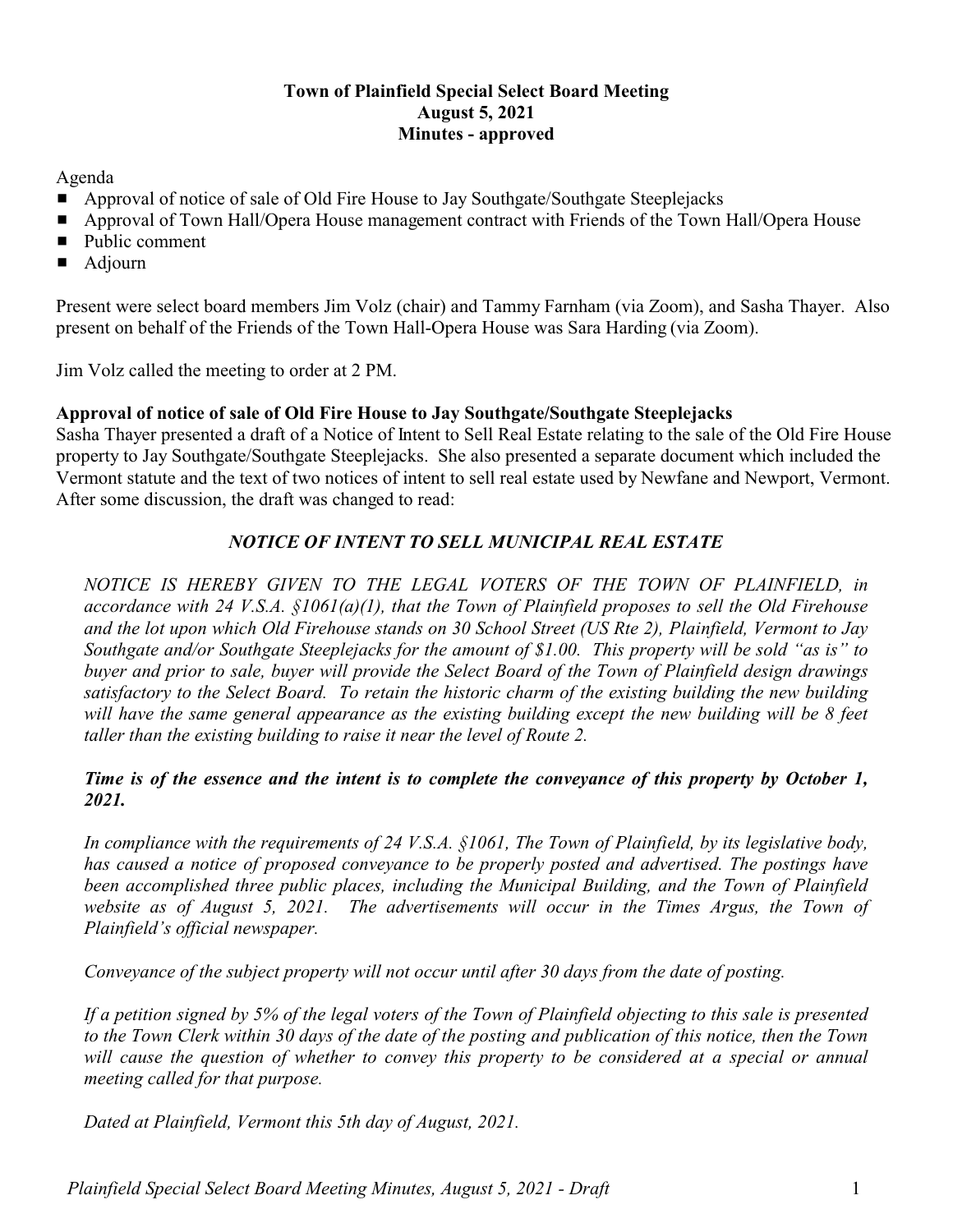**Town of Plainfield Special Select Board Meeting**
**August 5, 2021**
**Minutes - approved**

Agenda

- Approval of notice of sale of Old Fire House to Jay Southgate/Southgate Steeplejacks
- Approval of Town Hall/Opera House management contract with Friends of the Town Hall/Opera House
- Public comment
- Adjourn

Present were select board members Jim Volz (chair) and Tammy Farnham (via Zoom), and Sasha Thayer. Also present on behalf of the Friends of the Town Hall-Opera House was Sara Harding (via Zoom).

Jim Volz called the meeting to order at 2 PM.

**Approval of notice of sale of Old Fire House to Jay Southgate/Southgate Steeplejacks**

Sasha Thayer presented a draft of a Notice of Intent to Sell Real Estate relating to the sale of the Old Fire House property to Jay Southgate/Southgate Steeplejacks. She also presented a separate document which included the Vermont statute and the text of two notices of intent to sell real estate used by Newfane and Newport, Vermont. After some discussion, the draft was changed to read:

***NOTICE OF INTENT TO SELL MUNICIPAL REAL ESTATE***

*NOTICE IS HEREBY GIVEN TO THE LEGAL VOTERS OF THE TOWN OF PLAINFIELD, in accordance with 24 V.S.A. §1061(a)(1), that the Town of Plainfield proposes to sell the Old Firehouse and the lot upon which Old Firehouse stands on 30 School Street (US Rte 2), Plainfield, Vermont to Jay Southgate and/or Southgate Steeplejacks for the amount of $1.00. This property will be sold "as is" to buyer and prior to sale, buyer will provide the Select Board of the Town of Plainfield design drawings satisfactory to the Select Board. To retain the historic charm of the existing building the new building will have the same general appearance as the existing building except the new building will be 8 feet taller than the existing building to raise it near the level of Route 2.*

***Time is of the essence and the intent is to complete the conveyance of this property by October 1, 2021.***

*In compliance with the requirements of 24 V.S.A. §1061, The Town of Plainfield, by its legislative body, has caused a notice of proposed conveyance to be properly posted and advertised. The postings have been accomplished three public places, including the Municipal Building, and the Town of Plainfield website as of August 5, 2021. The advertisements will occur in the Times Argus, the Town of Plainfield's official newspaper.*

*Conveyance of the subject property will not occur until after 30 days from the date of posting.*

*If a petition signed by 5% of the legal voters of the Town of Plainfield objecting to this sale is presented to the Town Clerk within 30 days of the date of the posting and publication of this notice, then the Town will cause the question of whether to convey this property to be considered at a special or annual meeting called for that purpose.*

*Dated at Plainfield, Vermont this 5th day of August, 2021.*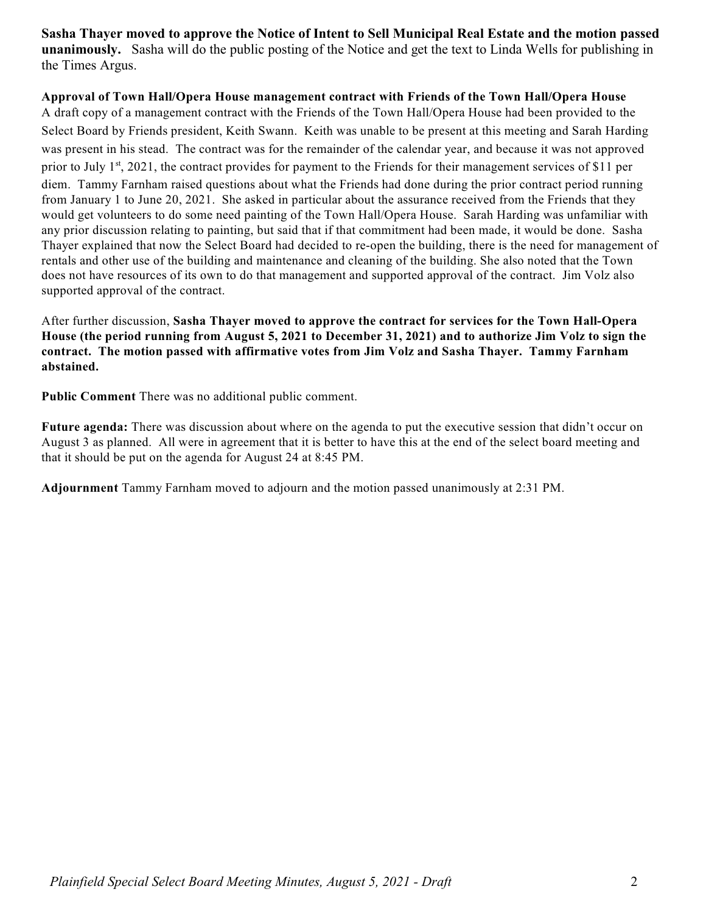**Sasha Thayer moved to approve the Notice of Intent to Sell Municipal Real Estate and the motion passed unanimously.** Sasha will do the public posting of the Notice and get the text to Linda Wells for publishing in the Times Argus.

**Approval of Town Hall/Opera House management contract with Friends of the Town Hall/Opera House**
A draft copy of a management contract with the Friends of the Town Hall/Opera House had been provided to the Select Board by Friends president, Keith Swann. Keith was unable to be present at this meeting and Sarah Harding was present in his stead. The contract was for the remainder of the calendar year, and because it was not approved prior to July 1st, 2021, the contract provides for payment to the Friends for their management services of $11 per diem. Tammy Farnham raised questions about what the Friends had done during the prior contract period running from January 1 to June 20, 2021. She asked in particular about the assurance received from the Friends that they would get volunteers to do some need painting of the Town Hall/Opera House. Sarah Harding was unfamiliar with any prior discussion relating to painting, but said that if that commitment had been made, it would be done. Sasha Thayer explained that now the Select Board had decided to re-open the building, there is the need for management of rentals and other use of the building and maintenance and cleaning of the building. She also noted that the Town does not have resources of its own to do that management and supported approval of the contract. Jim Volz also supported approval of the contract.

After further discussion, **Sasha Thayer moved to approve the contract for services for the Town Hall-Opera House (the period running from August 5, 2021 to December 31, 2021) and to authorize Jim Volz to sign the contract. The motion passed with affirmative votes from Jim Volz and Sasha Thayer. Tammy Farnham abstained.**

**Public Comment** There was no additional public comment.

**Future agenda:** There was discussion about where on the agenda to put the executive session that didn't occur on August 3 as planned. All were in agreement that it is better to have this at the end of the select board meeting and that it should be put on the agenda for August 24 at 8:45 PM.

**Adjournment** Tammy Farnham moved to adjourn and the motion passed unanimously at 2:31 PM.